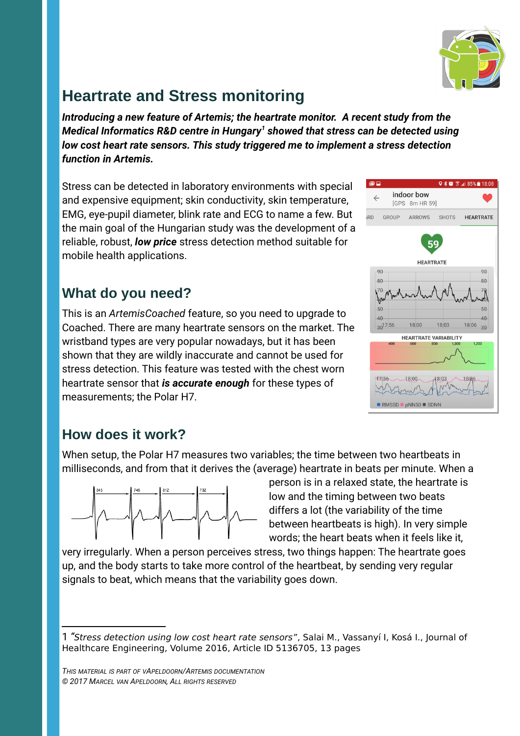# Heartrate and Stress monitoring

***Introducing a new feature of Artemis; the heartrate monitor. A recent study from the Medical Informatics R&D centre in Hungary[1] showed that stress can be detected using low cost heart rate sensors. This study triggered me to implement a stress detection function in Artemis.***

Stress can be detected in laboratory environments with special and expensive equipment; skin conductivity, skin temperature, EMG, eye-pupil diameter, blink rate and ECG to name a few. But the main goal of the Hungarian study was the development of a reliable, robust, ***low price*** stress detection method suitable for mobile health applications.

## What do you need?

This is an *ArtemisCoached* feature, so you need to upgrade to Coached. There are many heartrate sensors on the market. The wristband types are very popular nowadays, but it has been shown that they are wildly inaccurate and cannot be used for stress detection. This feature was tested with the chest worn heartrate sensor that ***is accurate enough*** for these types of measurements; the Polar H7.

## How does it work?

When setup, the Polar H7 measures two variables; the time between two heartbeats in milliseconds, and from that it derives the (average) heartrate in beats per minute. When a person is in a relaxed state, the heartrate is low and the timing between two beats differs a lot (the variability of the time between heartbeats is high). In very simple words; the heart beats when it feels like it, very irregularly. When a person perceives stress, two things happen: The heartrate goes up, and the body starts to take more control of the heartbeat, by sending very regular signals to beat, which means that the variability goes down.

---

1 *"Stress detection using low cost heart rate sensors"*, Salai M., Vassanyí I, Kosá I., Journal of Healthcare Engineering, Volume 2016, Article ID 5136705, 13 pages

*This material is part of vApeldoorn/Artemis documentation*
*© 2017 Marcel van Apeldoorn, All rights reserved*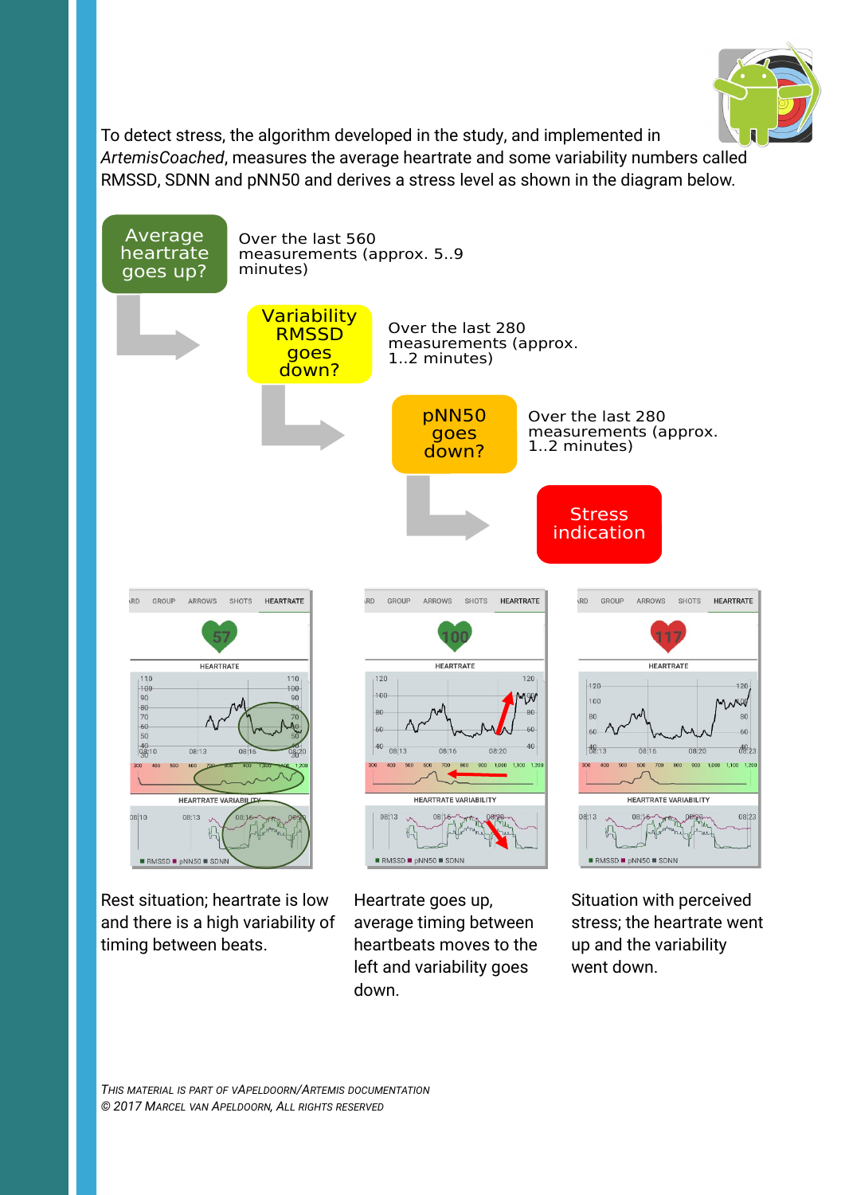To detect stress, the algorithm developed in the study, and implemented in *ArtemisCoached*, measures the average heartrate and some variability numbers called RMSSD, SDNN and pNN50 and derives a stress level as shown in the diagram below.

Average heartrate goes up?

Over the last 560 measurements (approx. 5..9 minutes)

Variability RMSSD goes down?

Over the last 280 measurements (approx. 1..2 minutes)

pNN50 goes down?

Over the last 280 measurements (approx. 1..2 minutes)

Stress indication

Rest situation; heartrate is low and there is a high variability of timing between beats.

Heartrate goes up, average timing between heartbeats moves to the left and variability goes down.

Situation with perceived stress; the heartrate went up and the variability went down.

*This material is part of vApeldoorn/Artemis documentation*
*© 2017 Marcel van Apeldoorn, all rights reserved*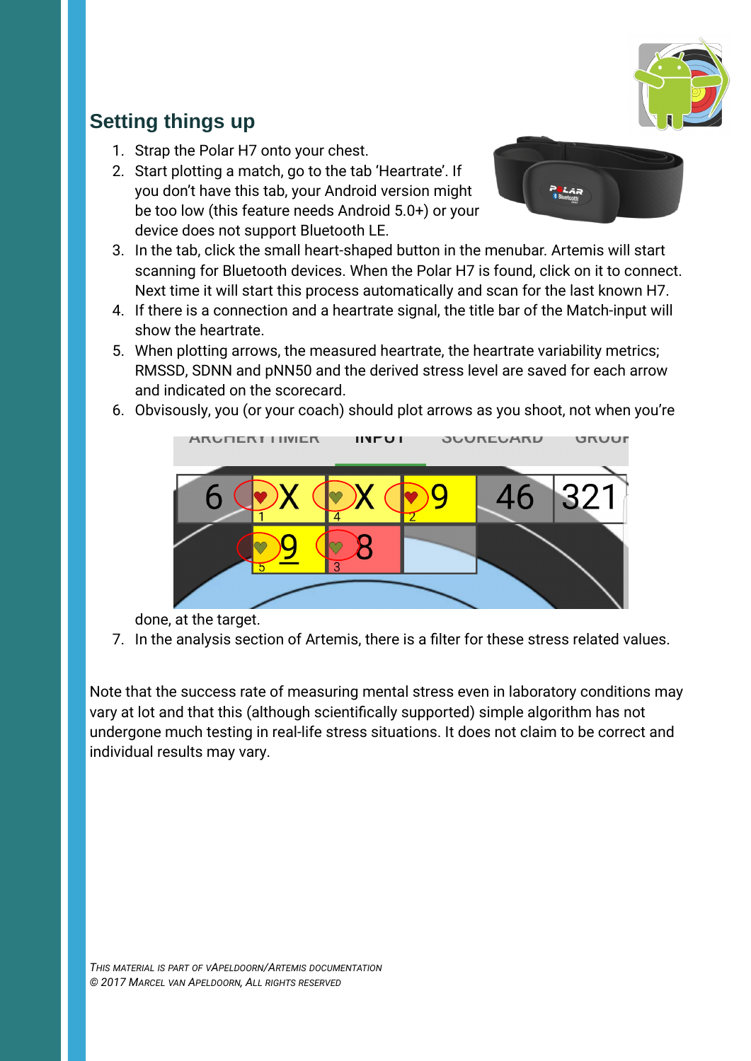## Setting things up

1. Strap the Polar H7 onto your chest.
2. Start plotting a match, go to the tab 'Heartrate'. If you don't have this tab, your Android version might be too low (this feature needs Android 5.0+) or your device does not support Bluetooth LE.
3. In the tab, click the small heart-shaped button in the menubar. Artemis will start scanning for Bluetooth devices. When the Polar H7 is found, click on it to connect. Next time it will start this process automatically and scan for the last known H7.
4. If there is a connection and a heartrate signal, the title bar of the Match-input will show the heartrate.
5. When plotting arrows, the measured heartrate, the heartrate variability metrics; RMSSD, SDNN and pNN50 and the derived stress level are saved for each arrow and indicated on the scorecard.
6. Obvisously, you (or your coach) should plot arrows as you shoot, not when you're done, at the target.
7. In the analysis section of Artemis, there is a filter for these stress related values.

Note that the success rate of measuring mental stress even in laboratory conditions may vary at lot and that this (although scientifically supported) simple algorithm has not undergone much testing in real-life stress situations. It does not claim to be correct and individual results may vary.

*This material is part of vApeldoorn/Artemis documentation*
*© 2017 Marcel van Apeldoorn, All rights reserved*